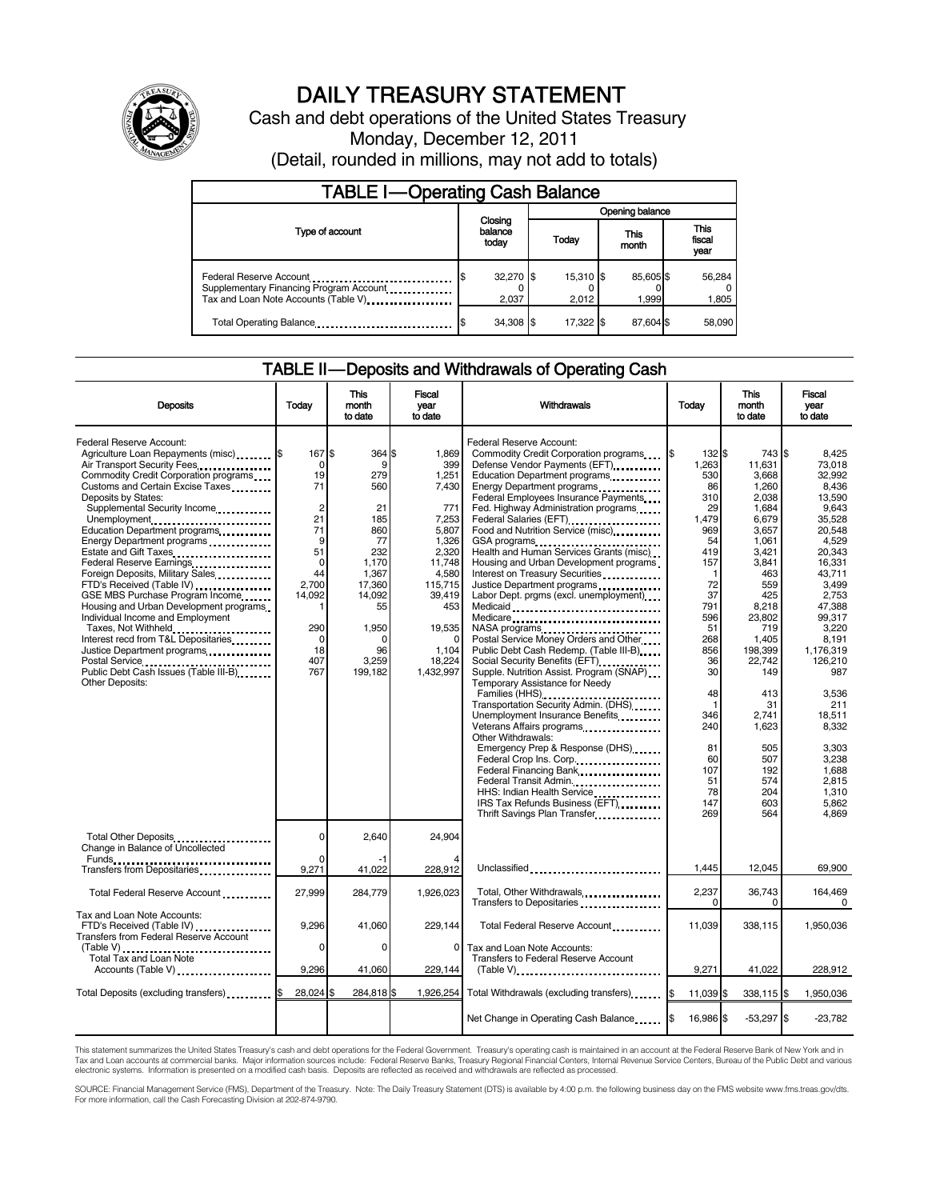# DAILY TREASURY STATEMENT

Cash and debt operations of the United States Treasury

Monday, December 12, 2011

(Detail, rounded in millions, may not add to totals)

## TABLE I—Operating Cash Balance

| Type of account | Closing balance today | Opening balance Today | Opening balance This month | Opening balance This fiscal year |
|---|---|---|---|---|
| Federal Reserve Account | $ 32,270 | $ 15,310 | $ 85,605 | $ 56,284 |
| Supplementary Financing Program Account | 0 | 0 | 0 | 0 |
| Tax and Loan Note Accounts (Table V) | 2,037 | 2,012 | 1,999 | 1,805 |
| Total Operating Balance | $ 34,308 | $ 17,322 | $ 87,604 | $ 58,090 |

## TABLE II—Deposits and Withdrawals of Operating Cash

| Deposits | Today | This month to date | Fiscal year to date |
|---|---|---|---|
| Federal Reserve Account: | | | |
| Agriculture Loan Repayments (misc) | $ 167 | $ 364 | $ 1,869 |
| Air Transport Security Fees | 0 | 9 | 399 |
| Commodity Credit Corporation programs | 19 | 279 | 1,251 |
| Customs and Certain Excise Taxes | 71 | 560 | 7,430 |
| Deposits by States: | | | |
| Supplemental Security Income | 2 | 21 | 771 |
| Unemployment | 21 | 185 | 7,253 |
| Education Department programs | 71 | 860 | 5,807 |
| Energy Department programs | 9 | 77 | 1,326 |
| Estate and Gift Taxes | 51 | 232 | 2,320 |
| Federal Reserve Earnings | 0 | 1,170 | 11,748 |
| Foreign Deposits, Military Sales | 44 | 1,367 | 4,580 |
| FTD's Received (Table IV) | 2,700 | 17,360 | 115,715 |
| GSE MBS Purchase Program Income | 14,092 | 14,092 | 39,419 |
| Housing and Urban Development programs | 1 | 55 | 453 |
| Individual Income and Employment Taxes, Not Withheld | 290 | 1,950 | 19,535 |
| Interest recd from T&L Depositaries | 0 | 0 | 0 |
| Justice Department programs | 18 | 96 | 1,104 |
| Postal Service | 407 | 3,259 | 18,224 |
| Public Debt Cash Issues (Table III-B) | 767 | 199,182 | 1,432,997 |
| Other Deposits: | | | |
| Total Other Deposits | 0 | 2,640 | 24,904 |
| Change in Balance of Uncollected Funds | 0 | -1 | 4 |
| Transfers from Depositaries | 9,271 | 41,022 | 228,912 |
| Total Federal Reserve Account | 27,999 | 284,779 | 1,926,023 |
| Tax and Loan Note Accounts: | | | |
| FTD's Received (Table IV) | 9,296 | 41,060 | 229,144 |
| Transfers from Federal Reserve Account (Table V) | 0 | 0 | 0 |
| Total Tax and Loan Note Accounts (Table V) | 9,296 | 41,060 | 229,144 |
| Total Deposits (excluding transfers) | $ 28,024 | $ 284,818 | $ 1,926,254 |

| Withdrawals | Today | This month to date | Fiscal year to date |
|---|---|---|---|
| Federal Reserve Account: | | | |
| Commodity Credit Corporation programs | $ 132 | $ 743 | $ 8,425 |
| Defense Vendor Payments (EFT) | 1,263 | 11,631 | 73,018 |
| Education Department programs | 530 | 3,668 | 32,992 |
| Energy Department programs | 86 | 1,260 | 8,436 |
| Federal Employees Insurance Payments | 310 | 2,038 | 13,590 |
| Fed. Highway Administration programs | 29 | 1,684 | 9,643 |
| Federal Salaries (EFT) | 1,479 | 6,679 | 35,528 |
| Food and Nutrition Service (misc) | 969 | 3,657 | 20,548 |
| GSA programs | 54 | 1,061 | 4,529 |
| Health and Human Services Grants (misc) | 419 | 3,421 | 20,343 |
| Housing and Urban Development programs | 157 | 3,841 | 16,331 |
| Interest on Treasury Securities | 1 | 463 | 43,711 |
| Justice Department programs | 72 | 559 | 3,499 |
| Labor Dept. prgms (excl. unemployment) | 37 | 425 | 2,753 |
| Medicaid | 791 | 8,218 | 47,388 |
| Medicare | 596 | 23,802 | 99,317 |
| NASA programs | 51 | 719 | 3,220 |
| Postal Service Money Orders and Other | 268 | 1,405 | 8,191 |
| Public Debt Cash Redemp. (Table III-B) | 856 | 198,399 | 1,176,319 |
| Social Security Benefits (EFT) | 36 | 22,742 | 126,210 |
| Supple. Nutrition Assist. Program (SNAP) | 30 | 149 | 987 |
| Temporary Assistance for Needy Families (HHS) | 48 | 413 | 3,536 |
| Transportation Security Admin. (DHS) | 1 | 31 | 211 |
| Unemployment Insurance Benefits | 346 | 2,741 | 18,511 |
| Veterans Affairs programs | 240 | 1,623 | 8,332 |
| Other Withdrawals: | | | |
| Emergency Prep & Response (DHS) | 81 | 505 | 3,303 |
| Federal Crop Ins. Corp. | 60 | 507 | 3,238 |
| Federal Financing Bank | 107 | 192 | 1,688 |
| Federal Transit Admin. | 51 | 574 | 2,815 |
| HHS: Indian Health Service | 78 | 204 | 1,310 |
| IRS Tax Refunds Business (EFT) | 147 | 603 | 5,862 |
| Thrift Savings Plan Transfer | 269 | 564 | 4,869 |
| Unclassified | 1,445 | 12,045 | 69,900 |
| Total, Other Withdrawals | 2,237 | 36,743 | 164,469 |
| Transfers to Depositaries | 0 | 0 | 0 |
| Total Federal Reserve Account | 11,039 | 338,115 | 1,950,036 |
| Tax and Loan Note Accounts: | | | |
| Transfers to Federal Reserve Account (Table V) | 9,271 | 41,022 | 228,912 |
| Total Withdrawals (excluding transfers) | $ 11,039 | $ 338,115 | $ 1,950,036 |
| Net Change in Operating Cash Balance | $ 16,986 | $ -53,297 | $ -23,782 |

This statement summarizes the United States Treasury's cash and debt operations for the Federal Government. Treasury's operating cash is maintained in an account at the Federal Reserve Bank of New York and in Tax and Loan accounts at commercial banks. Major information sources include: Federal Reserve Banks, Treasury Regional Financial Centers, Internal Revenue Service Centers, Bureau of the Public Debt and various electronic systems. Information is presented on a modified cash basis. Deposits are reflected as received and withdrawals are reflected as processed.

SOURCE: Financial Management Service (FMS), Department of the Treasury. Note: The Daily Treasury Statement (DTS) is available by 4:00 p.m. the following business day on the FMS website www.fms.treas.gov/dts. For more information, call the Cash Forecasting Division at 202-874-9790.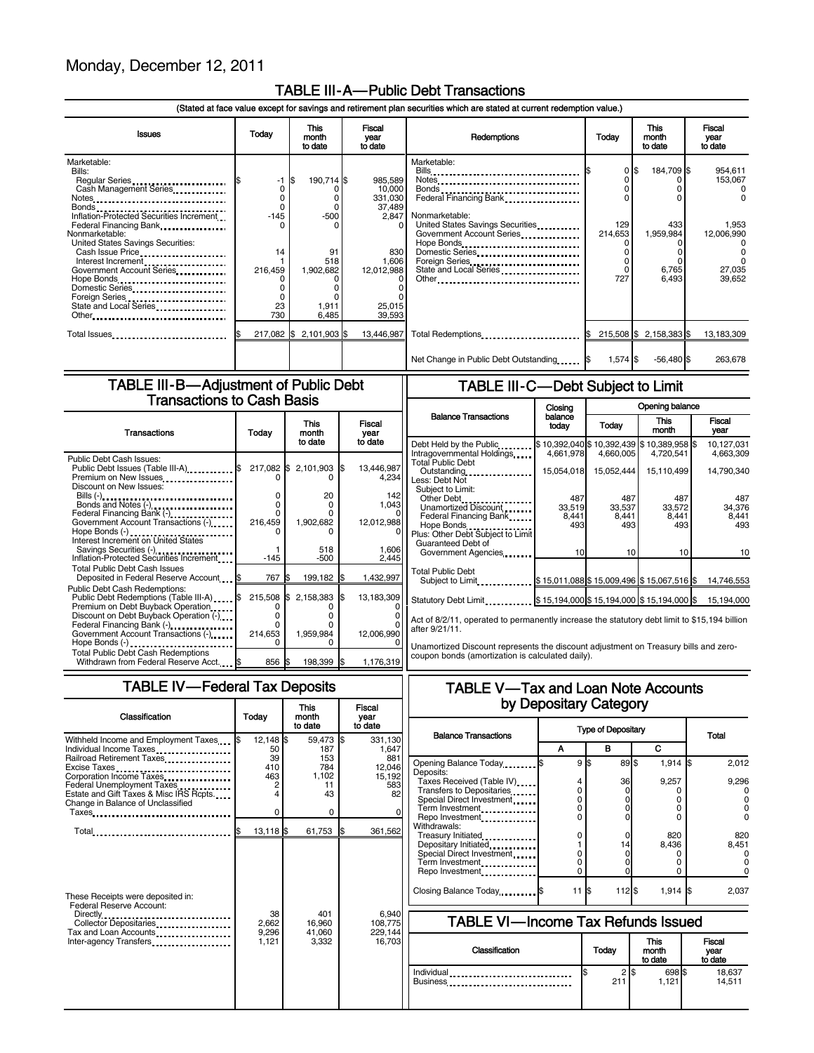Monday, December 12, 2011

## TABLE III-A—Public Debt Transactions

(Stated at face value except for savings and retirement plan securities which are stated at current redemption value.)

| Issues | Today | This month to date | Fiscal year to date |
|---|---|---|---|
| Marketable: | | | |
| Bills: | | | |
| Regular Series | $ -1 | $ 190,714 | $ 985,589 |
| Cash Management Series | 0 | 0 | 10,000 |
| Notes | 0 | 0 | 331,030 |
| Bonds | 0 | 0 | 37,489 |
| Inflation-Protected Securities Increment | -145 | -500 | 2,847 |
| Federal Financing Bank | 0 | 0 | 0 |
| Nonmarketable: | | | |
| United States Savings Securities: | | | |
| Cash Issue Price | 14 | 91 | 830 |
| Interest Increment | 1 | 518 | 1,606 |
| Government Account Series | 216,459 | 1,902,682 | 12,012,988 |
| Hope Bonds | 0 | 0 | 0 |
| Domestic Series | 0 | 0 | 0 |
| Foreign Series | 0 | 0 | 0 |
| State and Local Series | 23 | 1,911 | 25,015 |
| Other | 730 | 6,485 | 39,593 |
| Total Issues | $ 217,082 | $ 2,101,903 | $ 13,446,987 |

| Redemptions | Today | This month to date | Fiscal year to date |
|---|---|---|---|
| Marketable: | | | |
| Bills | $ 0 | $ 184,709 | $ 954,611 |
| Notes | 0 | 0 | 153,067 |
| Bonds | 0 | 0 | 0 |
| Federal Financing Bank | 0 | 0 | 0 |
| Nonmarketable: | | | |
| United States Savings Securities | 129 | 433 | 1,953 |
| Government Account Series | 214,653 | 1,959,984 | 12,006,990 |
| Hope Bonds | 0 | 0 | 0 |
| Domestic Series | 0 | 0 | 0 |
| Foreign Series | 0 | 0 | 0 |
| State and Local Series | 0 | 6,765 | 27,035 |
| Other | 727 | 6,493 | 39,652 |
| Total Redemptions | $ 215,508 | $ 2,158,383 | $ 13,183,309 |
| Net Change in Public Debt Outstanding | $ 1,574 | $ -56,480 | $ 263,678 |

## TABLE III-B—Adjustment of Public Debt Transactions to Cash Basis

| Transactions | Today | This month to date | Fiscal year to date |
|---|---|---|---|
| Public Debt Cash Issues: | | | |
| Public Debt Issues (Table III-A) | $ 217,082 | $ 2,101,903 | $ 13,446,987 |
| Premium on New Issues | 0 | 0 | 4,234 |
| Discount on New Issues: | | | |
| Bills (-) | 0 | 20 | 142 |
| Bonds and Notes (-) | 0 | 0 | 1,043 |
| Federal Financing Bank (-) | 0 | 0 | 0 |
| Government Account Transactions (-) | 216,459 | 1,902,682 | 12,012,988 |
| Hope Bonds (-) | 0 | 0 | 0 |
| Interest Increment on United States Savings Securities (-) | 1 | 518 | 1,606 |
| Inflation-Protected Securities Increment | -145 | -500 | 2,445 |
| Total Public Debt Cash Issues Deposited in Federal Reserve Account | $ 767 | $ 199,182 | $ 1,432,997 |
| Public Debt Cash Redemptions: | | | |
| Public Debt Redemptions (Table III-A) | $ 215,508 | $ 2,158,383 | $ 13,183,309 |
| Premium on Debt Buyback Operation | 0 | 0 | 0 |
| Discount on Debt Buyback Operation (-) | 0 | 0 | 0 |
| Federal Financing Bank (-) | 0 | 0 | 0 |
| Government Account Transactions (-) | 214,653 | 1,959,984 | 12,006,990 |
| Hope Bonds (-) | 0 | 0 | 0 |
| Total Public Debt Cash Redemptions Withdrawn from Federal Reserve Acct. | $ 856 | $ 198,399 | $ 1,176,319 |

## TABLE III-C—Debt Subject to Limit

| Balance Transactions | Closing balance today | Opening balance Today | Opening balance This month | Opening balance Fiscal year |
|---|---|---|---|---|
| Debt Held by the Public | $ 10,392,040 | $ 10,392,439 | $ 10,389,958 | $ 10,127,031 |
| Intragovernmental Holdings | 4,661,978 | 4,660,005 | 4,720,541 | 4,663,309 |
| Total Public Debt Outstanding | 15,054,018 | 15,052,444 | 15,110,499 | 14,790,340 |
| Less: Debt Not Subject to Limit: | | | | |
| Other Debt | 487 | 487 | 487 | 487 |
| Unamortized Discount | 33,519 | 33,537 | 33,572 | 34,376 |
| Federal Financing Bank | 8,441 | 8,441 | 8,441 | 8,441 |
| Hope Bonds | 493 | 493 | 493 | 493 |
| Plus: Other Debt Subject to Limit Guaranteed Debt of Government Agencies | 10 | 10 | 10 | 10 |
| Total Public Debt Subject to Limit | $ 15,011,088 | $ 15,009,496 | $ 15,067,516 | $ 14,746,553 |
| Statutory Debt Limit | $ 15,194,000 | $ 15,194,000 | $ 15,194,000 | $ 15,194,000 |

Act of 8/2/11, operated to permanently increase the statutory debt limit to $15,194 billion after 9/21/11.

Unamortized Discount represents the discount adjustment on Treasury bills and zero-coupon bonds (amortization is calculated daily).

## TABLE IV—Federal Tax Deposits

| Classification | Today | This month to date | Fiscal year to date |
|---|---|---|---|
| Withheld Income and Employment Taxes | $ 12,148 | $ 59,473 | $ 331,130 |
| Individual Income Taxes | 50 | 187 | 1,647 |
| Railroad Retirement Taxes | 39 | 153 | 881 |
| Excise Taxes | 410 | 784 | 12,046 |
| Corporation Income Taxes | 463 | 1,102 | 15,192 |
| Federal Unemployment Taxes | 2 | 11 | 583 |
| Estate and Gift Taxes & Misc IRS Rcpts. | 4 | 43 | 82 |
| Change in Balance of Unclassified Taxes | 0 | 0 | 0 |
| Total | $ 13,118 | $ 61,753 | $ 361,562 |
| These Receipts were deposited in: | | | |
| Federal Reserve Account: | | | |
| Directly | 38 | 401 | 6,940 |
| Collector Depositaries | 2,662 | 16,960 | 108,775 |
| Tax and Loan Accounts | 9,296 | 41,060 | 229,144 |
| Inter-agency Transfers | 1,121 | 3,332 | 16,703 |

## TABLE V—Tax and Loan Note Accounts by Depositary Category

| Balance Transactions | Type of Depositary A | B | C | Total |
|---|---|---|---|---|
| Opening Balance Today | $ 9 | $ 89 | $ 1,914 | $ 2,012 |
| Deposits: | | | | |
| Taxes Received (Table IV) | 4 | 36 | 9,257 | 9,296 |
| Transfers to Depositaries | 0 | 0 | 0 | 0 |
| Special Direct Investment | 0 | 0 | 0 | 0 |
| Term Investment | 0 | 0 | 0 | 0 |
| Repo Investment | 0 | 0 | 0 | 0 |
| Withdrawals: | | | | |
| Treasury Initiated | 0 | 0 | 820 | 820 |
| Depositary Initiated | 1 | 14 | 8,436 | 8,451 |
| Special Direct Investment | 0 | 0 | 0 | 0 |
| Term Investment | 0 | 0 | 0 | 0 |
| Repo Investment | 0 | 0 | 0 | 0 |
| Closing Balance Today | $ 11 | $ 112 | $ 1,914 | $ 2,037 |

## TABLE VI—Income Tax Refunds Issued

| Classification | Today | This month to date | Fiscal year to date |
|---|---|---|---|
| Individual | $ 2 | $ 698 | $ 18,637 |
| Business | 211 | 1,121 | 14,511 |